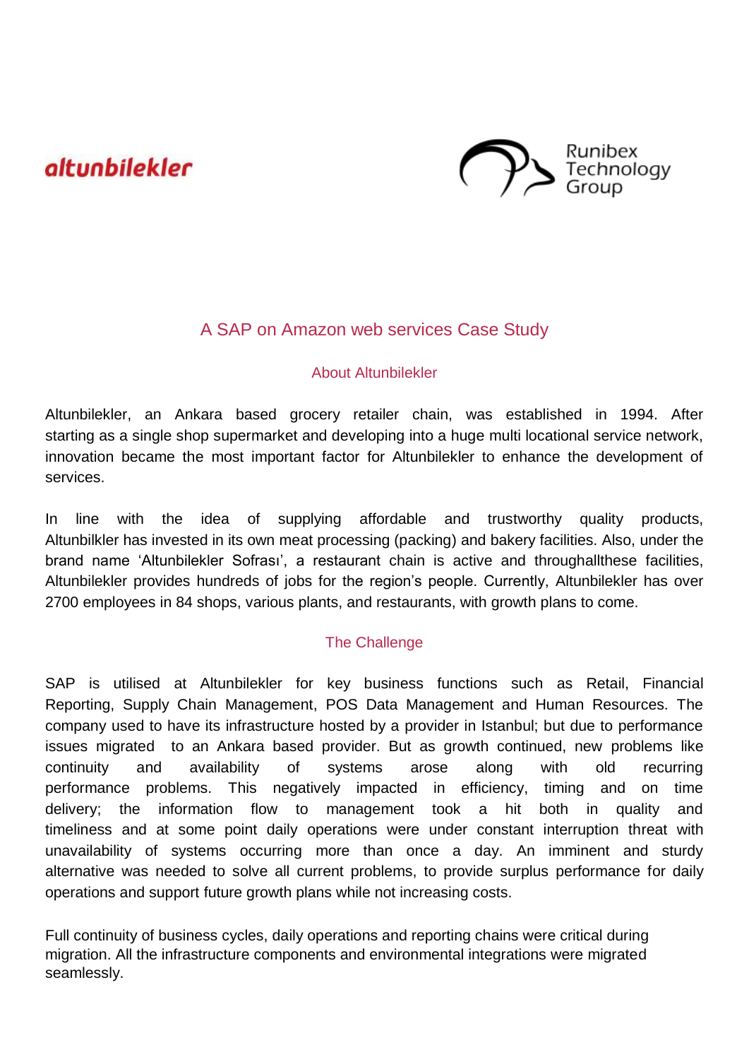altunbilekler

Runibex Technology Group

# A SAP on Amazon web services Case Study

## About Altunbilekler

Altunbilekler, an Ankara based grocery retailer chain, was established in 1994. After starting as a single shop supermarket and developing into a huge multi locational service network, innovation became the most important factor for Altunbilekler to enhance the development of services.

In line with the idea of supplying affordable and trustworthy quality products, Altunbilkler has invested in its own meat processing (packing) and bakery facilities. Also, under the brand name 'Altunbilekler Sofrası', a restaurant chain is active and throughallthese facilities, Altunbilekler provides hundreds of jobs for the region's people. Currently, Altunbilekler has over 2700 employees in 84 shops, various plants, and restaurants, with growth plans to come.

## The Challenge

SAP is utilised at Altunbilekler for key business functions such as Retail, Financial Reporting, Supply Chain Management, POS Data Management and Human Resources. The company used to have its infrastructure hosted by a provider in Istanbul; but due to performance issues migrated to an Ankara based provider. But as growth continued, new problems like continuity and availability of systems arose along with old recurring performance problems. This negatively impacted in efficiency, timing and on time delivery; the information flow to management took a hit both in quality and timeliness and at some point daily operations were under constant interruption threat with unavailability of systems occurring more than once a day. An imminent and sturdy alternative was needed to solve all current problems, to provide surplus performance for daily operations and support future growth plans while not increasing costs.

Full continuity of business cycles, daily operations and reporting chains were critical during migration. All the infrastructure components and environmental integrations were migrated seamlessly.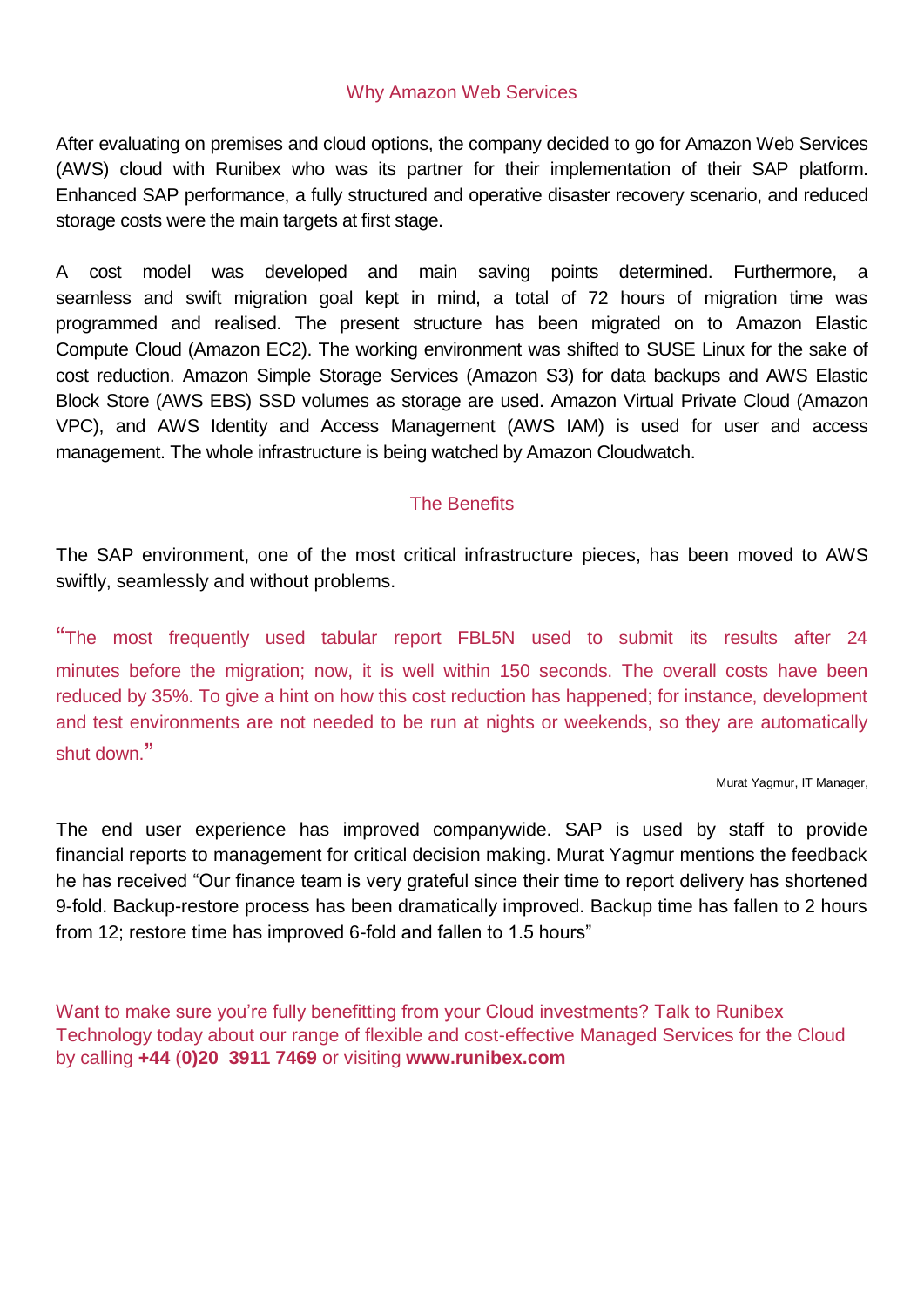## Why Amazon Web Services

After evaluating on premises and cloud options, the company decided to go for Amazon Web Services (AWS) cloud with Runibex who was its partner for their implementation of their SAP platform. Enhanced SAP performance, a fully structured and operative disaster recovery scenario, and reduced storage costs were the main targets at first stage.

A cost model was developed and main saving points determined. Furthermore, a seamless and swift migration goal kept in mind, a total of 72 hours of migration time was programmed and realised. The present structure has been migrated on to Amazon Elastic Compute Cloud (Amazon EC2). The working environment was shifted to SUSE Linux for the sake of cost reduction. Amazon Simple Storage Services (Amazon S3) for data backups and AWS Elastic Block Store (AWS EBS) SSD volumes as storage are used. Amazon Virtual Private Cloud (Amazon VPC), and AWS Identity and Access Management (AWS IAM) is used for user and access management. The whole infrastructure is being watched by Amazon Cloudwatch.

## The Benefits

The SAP environment, one of the most critical infrastructure pieces, has been moved to AWS swiftly, seamlessly and without problems.

> "The most frequently used tabular report FBL5N used to submit its results after 24 minutes before the migration; now, it is well within 150 seconds. The overall costs have been reduced by 35%. To give a hint on how this cost reduction has happened; for instance, development and test environments are not needed to be run at nights or weekends, so they are automatically shut down."

Murat Yagmur, IT Manager,

The end user experience has improved companywide. SAP is used by staff to provide financial reports to management for critical decision making. Murat Yagmur mentions the feedback he has received "Our finance team is very grateful since their time to report delivery has shortened 9-fold. Backup-restore process has been dramatically improved. Backup time has fallen to 2 hours from 12; restore time has improved 6-fold and fallen to 1.5 hours"

Want to make sure you're fully benefitting from your Cloud investments? Talk to Runibex Technology today about our range of flexible and cost-effective Managed Services for the Cloud by calling **+44 (0)20 3911 7469** or visiting **www.runibex.com**